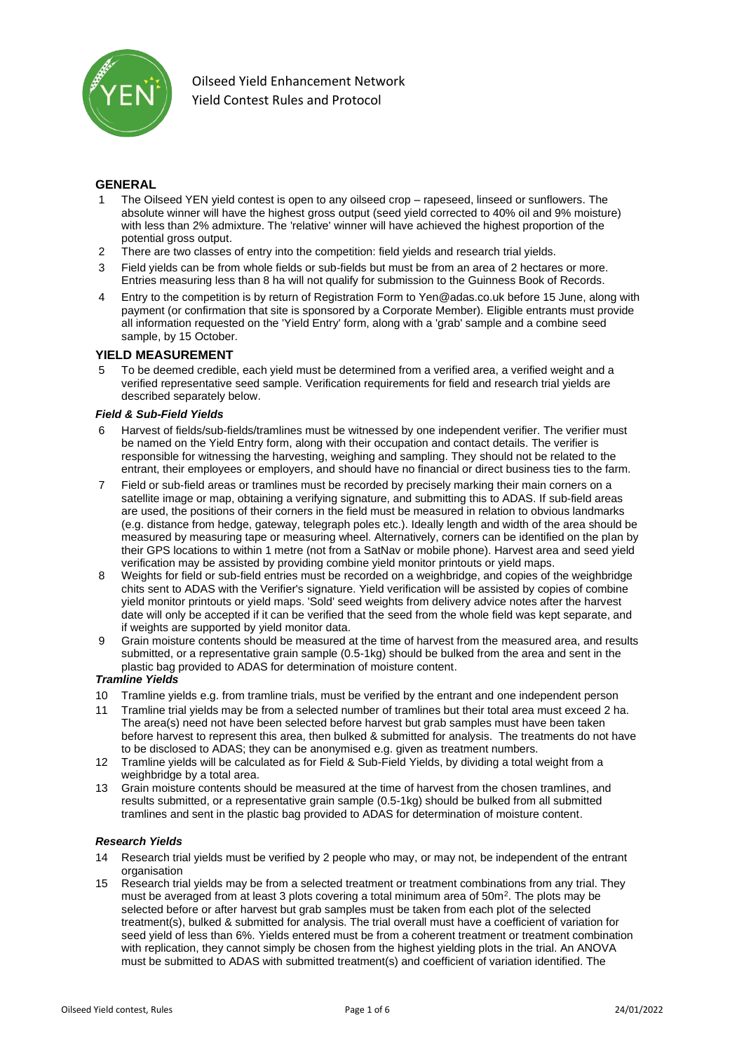Oilseed Yield Enhancement Network
Yield Contest Rules and Protocol

## GENERAL

1. The Oilseed YEN yield contest is open to any oilseed crop – rapeseed, linseed or sunflowers. The absolute winner will have the highest gross output (seed yield corrected to 40% oil and 9% moisture) with less than 2% admixture. The 'relative' winner will have achieved the highest proportion of the potential gross output.
2. There are two classes of entry into the competition: field yields and research trial yields.
3. Field yields can be from whole fields or sub-fields but must be from an area of 2 hectares or more. Entries measuring less than 8 ha will not qualify for submission to the Guinness Book of Records.
4. Entry to the competition is by return of Registration Form to Yen@adas.co.uk before 15 June, along with payment (or confirmation that site is sponsored by a Corporate Member). Eligible entrants must provide all information requested on the 'Yield Entry' form, along with a 'grab' sample and a combine seed sample, by 15 October.

## YIELD MEASUREMENT

5. To be deemed credible, each yield must be determined from a verified area, a verified weight and a verified representative seed sample. Verification requirements for field and research trial yields are described separately below.

### *Field & Sub-Field Yields*

6. Harvest of fields/sub-fields/tramlines must be witnessed by one independent verifier. The verifier must be named on the Yield Entry form, along with their occupation and contact details. The verifier is responsible for witnessing the harvesting, weighing and sampling. They should not be related to the entrant, their employees or employers, and should have no financial or direct business ties to the farm.
7. Field or sub-field areas or tramlines must be recorded by precisely marking their main corners on a satellite image or map, obtaining a verifying signature, and submitting this to ADAS. If sub-field areas are used, the positions of their corners in the field must be measured in relation to obvious landmarks (e.g. distance from hedge, gateway, telegraph poles etc.). Ideally length and width of the area should be measured by measuring tape or measuring wheel. Alternatively, corners can be identified on the plan by their GPS locations to within 1 metre (not from a SatNav or mobile phone). Harvest area and seed yield verification may be assisted by providing combine yield monitor printouts or yield maps.
8. Weights for field or sub-field entries must be recorded on a weighbridge, and copies of the weighbridge chits sent to ADAS with the Verifier's signature. Yield verification will be assisted by copies of combine yield monitor printouts or yield maps. 'Sold' seed weights from delivery advice notes after the harvest date will only be accepted if it can be verified that the seed from the whole field was kept separate, and if weights are supported by yield monitor data.
9. Grain moisture contents should be measured at the time of harvest from the measured area, and results submitted, or a representative grain sample (0.5-1kg) should be bulked from the area and sent in the plastic bag provided to ADAS for determination of moisture content.

### *Tramline Yields*

10. Tramline yields e.g. from tramline trials, must be verified by the entrant and one independent person
11. Tramline trial yields may be from a selected number of tramlines but their total area must exceed 2 ha. The area(s) need not have been selected before harvest but grab samples must have been taken before harvest to represent this area, then bulked & submitted for analysis. The treatments do not have to be disclosed to ADAS; they can be anonymised e.g. given as treatment numbers.
12. Tramline yields will be calculated as for Field & Sub-Field Yields, by dividing a total weight from a weighbridge by a total area.
13. Grain moisture contents should be measured at the time of harvest from the chosen tramlines, and results submitted, or a representative grain sample (0.5-1kg) should be bulked from all submitted tramlines and sent in the plastic bag provided to ADAS for determination of moisture content.

### *Research Yields*

14. Research trial yields must be verified by 2 people who may, or may not, be independent of the entrant organisation
15. Research trial yields may be from a selected treatment or treatment combinations from any trial. They must be averaged from at least 3 plots covering a total minimum area of 50m$^2$. The plots may be selected before or after harvest but grab samples must be taken from each plot of the selected treatment(s), bulked & submitted for analysis. The trial overall must have a coefficient of variation for seed yield of less than 6%. Yields entered must be from a coherent treatment or treatment combination with replication, they cannot simply be chosen from the highest yielding plots in the trial. An ANOVA must be submitted to ADAS with submitted treatment(s) and coefficient of variation identified. The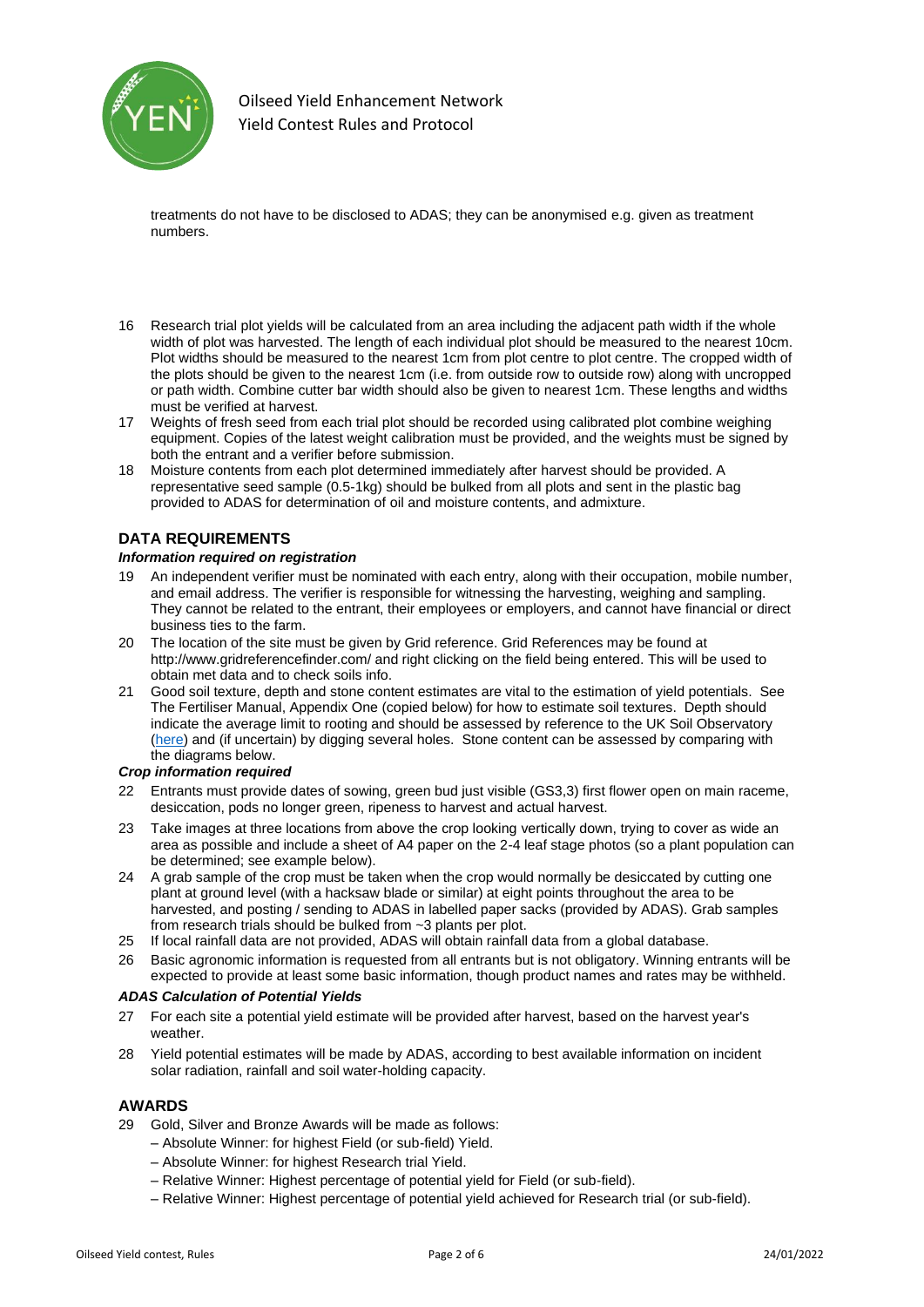treatments do not have to be disclosed to ADAS; they can be anonymised e.g. given as treatment numbers.

16 Research trial plot yields will be calculated from an area including the adjacent path width if the whole width of plot was harvested. The length of each individual plot should be measured to the nearest 10cm. Plot widths should be measured to the nearest 1cm from plot centre to plot centre. The cropped width of the plots should be given to the nearest 1cm (i.e. from outside row to outside row) along with uncropped or path width. Combine cutter bar width should also be given to nearest 1cm. These lengths and widths must be verified at harvest.

17 Weights of fresh seed from each trial plot should be recorded using calibrated plot combine weighing equipment. Copies of the latest weight calibration must be provided, and the weights must be signed by both the entrant and a verifier before submission.

18 Moisture contents from each plot determined immediately after harvest should be provided. A representative seed sample (0.5-1kg) should be bulked from all plots and sent in the plastic bag provided to ADAS for determination of oil and moisture contents, and admixture.

## DATA REQUIREMENTS

### *Information required on registration*

19 An independent verifier must be nominated with each entry, along with their occupation, mobile number, and email address. The verifier is responsible for witnessing the harvesting, weighing and sampling. They cannot be related to the entrant, their employees or employers, and cannot have financial or direct business ties to the farm.

20 The location of the site must be given by Grid reference. Grid References may be found at http://www.gridreferencefinder.com/ and right clicking on the field being entered. This will be used to obtain met data and to check soils info.

21 Good soil texture, depth and stone content estimates are vital to the estimation of yield potentials. See The Fertiliser Manual, Appendix One (copied below) for how to estimate soil textures. Depth should indicate the average limit to rooting and should be assessed by reference to the UK Soil Observatory (here) and (if uncertain) by digging several holes. Stone content can be assessed by comparing with the diagrams below.

### *Crop information required*

22 Entrants must provide dates of sowing, green bud just visible (GS3,3) first flower open on main raceme, desiccation, pods no longer green, ripeness to harvest and actual harvest.

23 Take images at three locations from above the crop looking vertically down, trying to cover as wide an area as possible and include a sheet of A4 paper on the 2-4 leaf stage photos (so a plant population can be determined; see example below).

24 A grab sample of the crop must be taken when the crop would normally be desiccated by cutting one plant at ground level (with a hacksaw blade or similar) at eight points throughout the area to be harvested, and posting / sending to ADAS in labelled paper sacks (provided by ADAS). Grab samples from research trials should be bulked from ~3 plants per plot.

25 If local rainfall data are not provided, ADAS will obtain rainfall data from a global database.

26 Basic agronomic information is requested from all entrants but is not obligatory. Winning entrants will be expected to provide at least some basic information, though product names and rates may be withheld.

### *ADAS Calculation of Potential Yields*

27 For each site a potential yield estimate will be provided after harvest, based on the harvest year's weather.

28 Yield potential estimates will be made by ADAS, according to best available information on incident solar radiation, rainfall and soil water-holding capacity.

## AWARDS

29 Gold, Silver and Bronze Awards will be made as follows:
- – Absolute Winner: for highest Field (or sub-field) Yield.
- – Absolute Winner: for highest Research trial Yield.
- – Relative Winner: Highest percentage of potential yield for Field (or sub-field).
- – Relative Winner: Highest percentage of potential yield achieved for Research trial (or sub-field).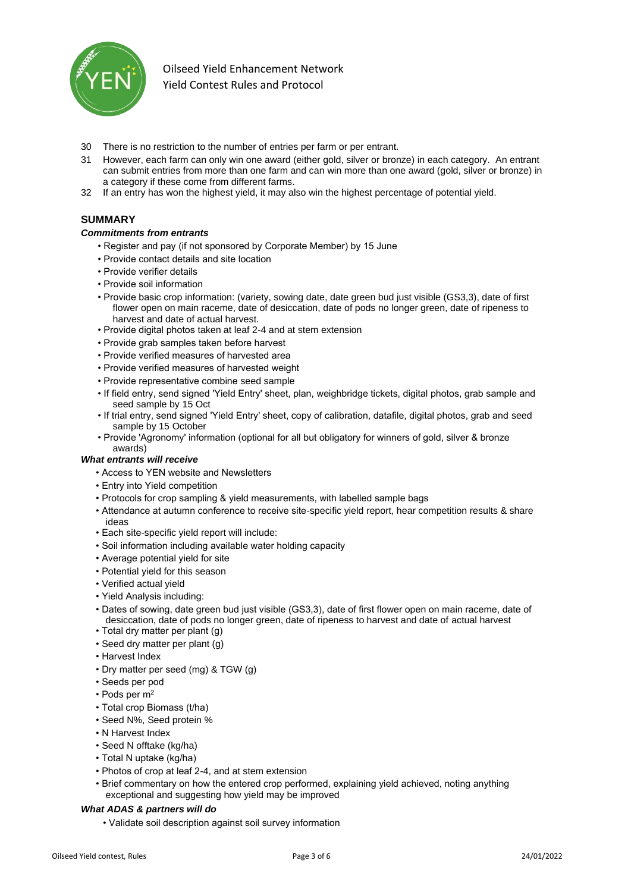30 There is no restriction to the number of entries per farm or per entrant.

31 However, each farm can only win one award (either gold, silver or bronze) in each category. An entrant can submit entries from more than one farm and can win more than one award (gold, silver or bronze) in a category if these come from different farms.

32 If an entry has won the highest yield, it may also win the highest percentage of potential yield.

## SUMMARY

***Commitments from entrants***

- Register and pay (if not sponsored by Corporate Member) by 15 June
- Provide contact details and site location
- Provide verifier details
- Provide soil information
- Provide basic crop information: (variety, sowing date, date green bud just visible (GS3,3), date of first flower open on main raceme, date of desiccation, date of pods no longer green, date of ripeness to harvest and date of actual harvest.
- Provide digital photos taken at leaf 2-4 and at stem extension
- Provide grab samples taken before harvest
- Provide verified measures of harvested area
- Provide verified measures of harvested weight
- Provide representative combine seed sample
- If field entry, send signed 'Yield Entry' sheet, plan, weighbridge tickets, digital photos, grab sample and seed sample by 15 Oct
- If trial entry, send signed 'Yield Entry' sheet, copy of calibration, datafile, digital photos, grab and seed sample by 15 October
- Provide 'Agronomy' information (optional for all but obligatory for winners of gold, silver & bronze awards)

***What entrants will receive***

- Access to YEN website and Newsletters
- Entry into Yield competition
- Protocols for crop sampling & yield measurements, with labelled sample bags
- Attendance at autumn conference to receive site-specific yield report, hear competition results & share ideas
- Each site-specific yield report will include:
- Soil information including available water holding capacity
- Average potential yield for site
- Potential yield for this season
- Verified actual yield
- Yield Analysis including:
- Dates of sowing, date green bud just visible (GS3,3), date of first flower open on main raceme, date of desiccation, date of pods no longer green, date of ripeness to harvest and date of actual harvest
- Total dry matter per plant (g)
- Seed dry matter per plant (g)
- Harvest Index
- Dry matter per seed (mg) & TGW (g)
- Seeds per pod
- Pods per $m^2$
- Total crop Biomass (t/ha)
- Seed N%, Seed protein %
- N Harvest Index
- Seed N offtake (kg/ha)
- Total N uptake (kg/ha)
- Photos of crop at leaf 2-4, and at stem extension
- Brief commentary on how the entered crop performed, explaining yield achieved, noting anything exceptional and suggesting how yield may be improved

***What ADAS & partners will do***

- Validate soil description against soil survey information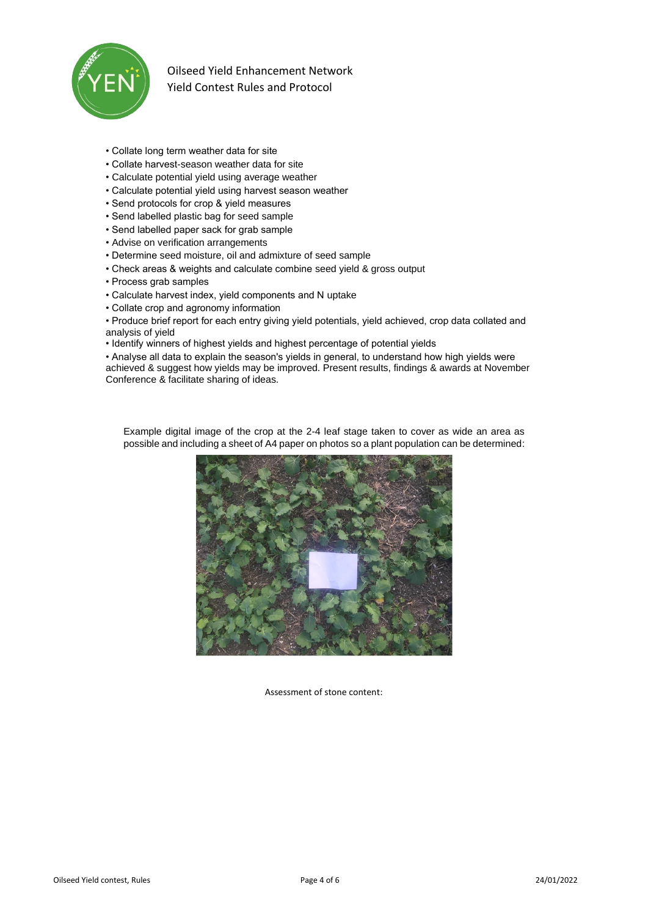- Collate long term weather data for site
- Collate harvest-season weather data for site
- Calculate potential yield using average weather
- Calculate potential yield using harvest season weather
- Send protocols for crop & yield measures
- Send labelled plastic bag for seed sample
- Send labelled paper sack for grab sample
- Advise on verification arrangements
- Determine seed moisture, oil and admixture of seed sample
- Check areas & weights and calculate combine seed yield & gross output
- Process grab samples
- Calculate harvest index, yield components and N uptake
- Collate crop and agronomy information
- Produce brief report for each entry giving yield potentials, yield achieved, crop data collated and analysis of yield
- Identify winners of highest yields and highest percentage of potential yields
- Analyse all data to explain the season's yields in general, to understand how high yields were achieved & suggest how yields may be improved. Present results, findings & awards at November Conference & facilitate sharing of ideas.

Example digital image of the crop at the 2-4 leaf stage taken to cover as wide an area as possible and including a sheet of A4 paper on photos so a plant population can be determined:

Assessment of stone content: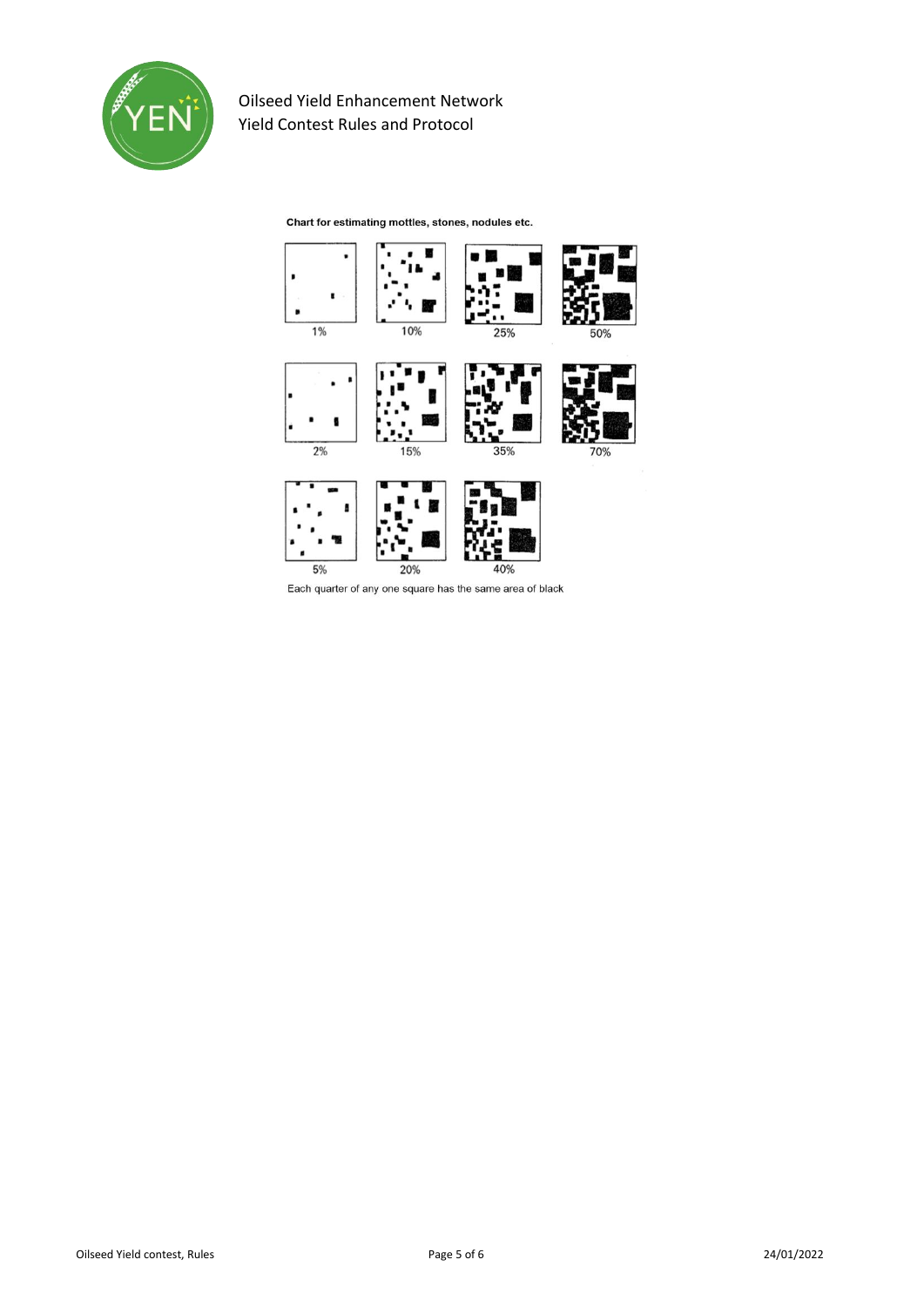**Chart for estimating mottles, stones, nodules etc.**

1% 10% 25% 50%

2% 15% 35% 70%

5% 20% 40%

Each quarter of any one square has the same area of black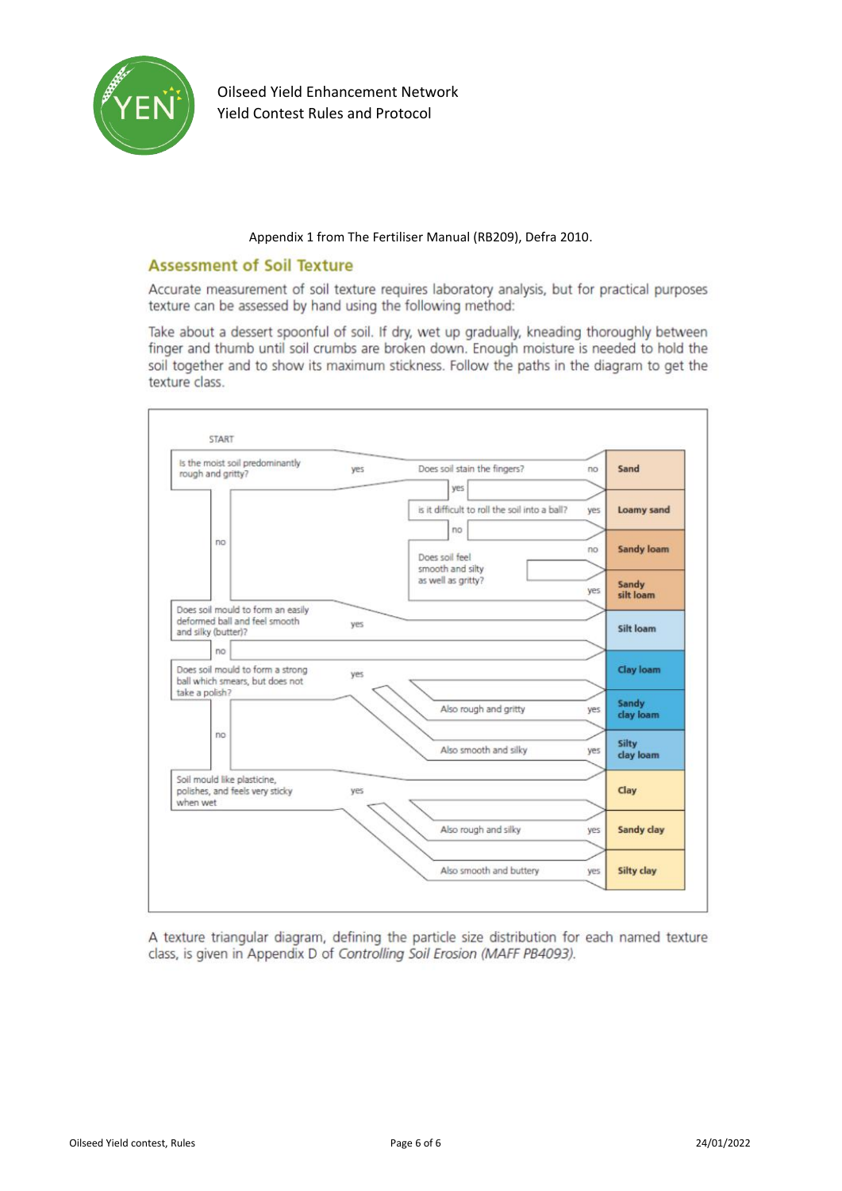Appendix 1 from The Fertiliser Manual (RB209), Defra 2010.

## Assessment of Soil Texture

Accurate measurement of soil texture requires laboratory analysis, but for practical purposes texture can be assessed by hand using the following method:

Take about a dessert spoonful of soil. If dry, wet up gradually, kneading thoroughly between finger and thumb until soil crumbs are broken down. Enough moisture is needed to hold the soil together and to show its maximum stickness. Follow the paths in the diagram to get the texture class.

START

Is the moist soil predominantly rough and gritty?

yes

Does soil stain the fingers?

no

Sand

yes

Is it difficult to roll the soil into a ball?

yes

Loamy sand

no

Does soil feel smooth and silty as well as gritty?

no

Sandy loam

yes

Sandy silt loam

no

Does soil mould to form an easily deformed ball and feel smooth and silky (butter)?

yes

Silt loam

no

Does soil mould to form a strong ball which smears, but does not take a polish?

yes

Clay loam

Also rough and gritty

yes

Sandy clay loam

no

Also smooth and silky

yes

Silty clay loam

Soil mould like plasticine, polishes, and feels very sticky when wet

yes

Clay

Also rough and silky

yes

Sandy clay

Also smooth and buttery

yes

Silty clay

A texture triangular diagram, defining the particle size distribution for each named texture class, is given in Appendix D of *Controlling Soil Erosion (MAFF PB4093)*.